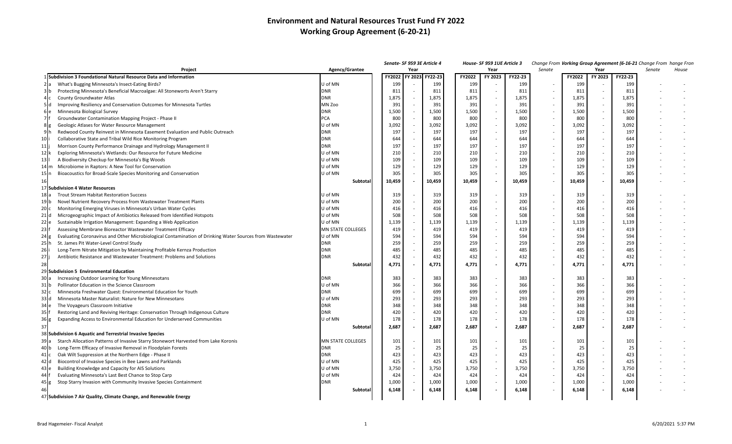# Environment and Natural Resources Trust Fund FY 2022

## Working Group Agreement (6-20-21)

| | | Project | Agency/Grantee | Senate- SF 959 3E Article 4 | | | House- SF 959 1UE Article 3 | | | Change From | Change From Working Group Agreement (6-16-21) | | | Change From | Change From |
|---|---|---|---|---|---|---|---|---|---|---|---|---|---|---|---|
| | | | | Year | | | Year | | | Senate | Year | | | Senate | House |
| | | | | FY2022 | FY 2023 | FY22-23 | FY2022 | FY 2023 | FY22-23 | | FY2022 | FY 2023 | FY22-23 | | |
| 1 | | **Subdivision 3 Foundational Natural Resource Data and Information** | | | | | | | | | | | | | |
| 2 | a | What's Bugging Minnesota's Insect-Eating Birds? | U of MN | 199 | - | 199 | 199 | - | 199 | - | 199 | - | 199 | - | - |
| 3 | b | Protecting Minnesota's Beneficial Macroalgae: All Stoneworts Aren't Starry | DNR | 811 | - | 811 | 811 | - | 811 | - | 811 | - | 811 | - | - |
| 4 | c | County Groundwater Atlas | DNR | 1,875 | - | 1,875 | 1,875 | - | 1,875 | - | 1,875 | - | 1,875 | - | - |
| 5 | d | Improving Resiliency and Conservation Outcomes for Minnesota Turtles | MN Zoo | 391 | - | 391 | 391 | - | 391 | - | 391 | - | 391 | - | - |
| 6 | e | Minnesota Biological Survey | DNR | 1,500 | - | 1,500 | 1,500 | - | 1,500 | - | 1,500 | - | 1,500 | - | - |
| 7 | f | Groundwater Contamination Mapping Project - Phase II | PCA | 800 | - | 800 | 800 | - | 800 | - | 800 | - | 800 | - | - |
| 8 | g | Geologic Atlases for Water Resource Management | U of MN | 3,092 | - | 3,092 | 3,092 | - | 3,092 | - | 3,092 | - | 3,092 | - | - |
| 9 | h | Redwood County Reinvest in Minnesota Easement Evaluation and Public Outreach | DNR | 197 | - | 197 | 197 | - | 197 | - | 197 | - | 197 | - | - |
| 10 | i | Collaborative State and Tribal Wild Rice Monitoring Program | DNR | 644 | - | 644 | 644 | - | 644 | - | 644 | - | 644 | - | - |
| 11 | j | Morrison County Performance Drainage and Hydrology Management II | DNR | 197 | - | 197 | 197 | - | 197 | - | 197 | - | 197 | - | - |
| 12 | k | Exploring Minnesota's Wetlands: Our Resource for Future Medicine | U of MN | 210 | - | 210 | 210 | - | 210 | - | 210 | - | 210 | - | - |
| 13 | l | A Biodiversity Checkup for Minnesota's Big Woods | U of MN | 109 | - | 109 | 109 | - | 109 | - | 109 | - | 109 | - | - |
| 14 | m | Microbiome in Raptors: A New Tool for Conservation | U of MN | 129 | - | 129 | 129 | - | 129 | - | 129 | - | 129 | - | - |
| 15 | n | Bioacoustics for Broad-Scale Species Monitoring and Conservation | U of MN | 305 | - | 305 | 305 | - | 305 | - | 305 | - | 305 | - | - |
| 16 | | | **Subtotal** | **10,459** | **-** | **10,459** | **10,459** | **-** | **10,459** | - | **10,459** | **-** | **10,459** | - | - |
| 17 | | **Subdivision 4 Water Resources** | | | | | | | | | | | | | |
| 18 | a | Trout Stream Habitat Restoration Success | U of MN | 319 | - | 319 | 319 | - | 319 | - | 319 | - | 319 | - | - |
| 19 | b | Novel Nutrient Recovery Process from Wastewater Treatment Plants | U of MN | 200 | - | 200 | 200 | - | 200 | - | 200 | - | 200 | - | - |
| 20 | c | Monitoring Emerging Viruses in Minnesota's Urban Water Cycles | U of MN | 416 | - | 416 | 416 | - | 416 | - | 416 | - | 416 | - | - |
| 21 | d | Microgeographic Impact of Antibiotics Released from Identified Hotspots | U of MN | 508 | - | 508 | 508 | - | 508 | - | 508 | - | 508 | - | - |
| 22 | e | Sustainable Irrigation Management: Expanding a Web Application | U of MN | 1,139 | - | 1,139 | 1,139 | - | 1,139 | - | 1,139 | - | 1,139 | - | - |
| 23 | f | Assessing Membrane Bioreactor Wastewater Treatment Efficacy | MN STATE COLLEGES | 419 | - | 419 | 419 | - | 419 | - | 419 | - | 419 | - | - |
| 24 | g | Evaluating Coronavirus and Other Microbiological Contamination of Drinking Water Sources from Wastewater | U of MN | 594 | - | 594 | 594 | - | 594 | - | 594 | - | 594 | - | - |
| 25 | h | St. James Pit Water-Level Control Study | DNR | 259 | - | 259 | 259 | - | 259 | - | 259 | - | 259 | - | - |
| 26 | i | Long-Term Nitrate Mitigation by Maintaining Profitable Kernza Production | DNR | 485 | - | 485 | 485 | - | 485 | - | 485 | - | 485 | - | - |
| 27 | j | Antibiotic Resistance and Wastewater Treatment: Problems and Solutions | DNR | 432 | - | 432 | 432 | - | 432 | - | 432 | - | 432 | - | - |
| 28 | | | **Subtotal** | **4,771** | **-** | **4,771** | **4,771** | **-** | **4,771** | - | **4,771** | **-** | **4,771** | - | - |
| 29 | | **Subdivision 5 Environmental Education** | | | | | | | | | | | | | |
| 30 | a | Increasing Outdoor Learning for Young Minnesotans | DNR | 383 | - | 383 | 383 | - | 383 | - | 383 | - | 383 | - | - |
| 31 | b | Pollinator Education in the Science Classroom | U of MN | 366 | - | 366 | 366 | - | 366 | - | 366 | - | 366 | - | - |
| 32 | c | Minnesota Freshwater Quest: Environmental Education for Youth | DNR | 699 | - | 699 | 699 | - | 699 | - | 699 | - | 699 | - | - |
| 33 | d | Minnesota Master Naturalist: Nature for New Minnesotans | U of MN | 293 | - | 293 | 293 | - | 293 | - | 293 | - | 293 | - | - |
| 34 | e | The Voyageurs Classroom Initiative | DNR | 348 | - | 348 | 348 | - | 348 | - | 348 | - | 348 | - | - |
| 35 | f | Restoring Land and Reviving Heritage: Conservation Through Indigenous Culture | DNR | 420 | - | 420 | 420 | - | 420 | - | 420 | - | 420 | - | - |
| 36 | g | Expanding Access to Environmental Education for Underserved Communities | U of MN | 178 | - | 178 | 178 | - | 178 | - | 178 | - | 178 | - | - |
| 37 | | | **Subtotal** | **2,687** | **-** | **2,687** | **2,687** | **-** | **2,687** | - | **2,687** | **-** | **2,687** | - | - |
| 38 | | **Subdivision 6 Aquatic and Terrestrial Invasive Species** | | | | | | | | | | | | | |
| 39 | a | Starch Allocation Patterns of Invasive Starry Stonewort Harvested from Lake Koronis | MN STATE COLLEGES | 101 | - | 101 | 101 | - | 101 | - | 101 | - | 101 | - | - |
| 40 | b | Long-Term Efficacy of Invasive Removal in Floodplain Forests | DNR | 25 | - | 25 | 25 | - | 25 | - | 25 | - | 25 | - | - |
| 41 | c | Oak Wilt Suppression at the Northern Edge - Phase II | DNR | 423 | - | 423 | 423 | - | 423 | - | 423 | - | 423 | - | - |
| 42 | d | Biocontrol of Invasive Species in Bee Lawns and Parklands | U of MN | 425 | - | 425 | 425 | - | 425 | - | 425 | - | 425 | - | - |
| 43 | e | Building Knowledge and Capacity for AIS Solutions | U of MN | 3,750 | - | 3,750 | 3,750 | - | 3,750 | - | 3,750 | - | 3,750 | - | - |
| 44 | f | Evaluating Minnesota's Last Best Chance to Stop Carp | U of MN | 424 | - | 424 | 424 | - | 424 | - | 424 | - | 424 | - | - |
| 45 | g | Stop Starry Invasion with Community Invasive Species Containment | DNR | 1,000 | - | 1,000 | 1,000 | - | 1,000 | - | 1,000 | - | 1,000 | - | - |
| 46 | | | **Subtotal** | **6,148** | **-** | **6,148** | **6,148** | **-** | **6,148** | - | **6,148** | **-** | **6,148** | - | - |
| 47 | | **Subdivision 7 Air Quality, Climate Change, and Renewable Energy** | | | | | | | | | | | | | |

Brad Hagemeier- Fiscal Analyst

6/20/2021 5:37 PM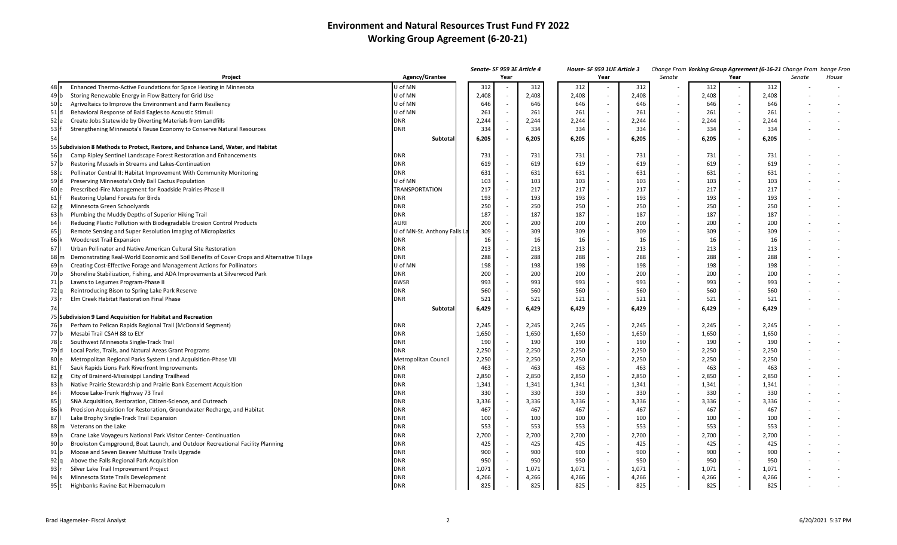# Environment and Natural Resources Trust Fund FY 2022
## Working Group Agreement (6-20-21)

| | | Project | Agency/Grantee | Senate- SF 959 3E Article 4 | Year | | House- SF 959 1UE Article 3 | Year | | Change From Senate | Working Group Agreement (6-16-21) | Year | | Change From Senate | hange Fron House |
|---|---|---|---|---|---|---|---|---|---|---|---|---|---|---|---|
| 48 | a | Enhanced Thermo-Active Foundations for Space Heating in Minnesota | U of MN | 312 | - | 312 | 312 | - | 312 | - | 312 | - | 312 | - | - |
| 49 | b | Storing Renewable Energy in Flow Battery for Grid Use | U of MN | 2,408 | - | 2,408 | 2,408 | - | 2,408 | - | 2,408 | - | 2,408 | - | - |
| 50 | c | Agrivoltaics to Improve the Environment and Farm Resiliency | U of MN | 646 | - | 646 | 646 | - | 646 | - | 646 | - | 646 | - | - |
| 51 | d | Behavioral Response of Bald Eagles to Acoustic Stimuli | U of MN | 261 | - | 261 | 261 | - | 261 | - | 261 | - | 261 | - | - |
| 52 | e | Create Jobs Statewide by Diverting Materials from Landfills | DNR | 2,244 | - | 2,244 | 2,244 | - | 2,244 | - | 2,244 | - | 2,244 | - | - |
| 53 | f | Strengthening Minnesota's Reuse Economy to Conserve Natural Resources | DNR | 334 | - | 334 | 334 | - | 334 | - | 334 | - | 334 | - | - |
| 54 | | | **Subtotal** | **6,205** | **-** | **6,205** | **6,205** | **-** | **6,205** | - | **6,205** | **-** | **6,205** | - | - |
| 55 | | **Subdivision 8 Methods to Protect, Restore, and Enhance Land, Water, and Habitat** | | | | | | | | | | | | | |
| 56 | a | Camp Ripley Sentinel Landscape Forest Restoration and Enhancements | DNR | 731 | - | 731 | 731 | - | 731 | - | 731 | - | 731 | - | - |
| 57 | b | Restoring Mussels in Streams and Lakes-Continuation | DNR | 619 | - | 619 | 619 | - | 619 | - | 619 | - | 619 | - | - |
| 58 | c | Pollinator Central II: Habitat Improvement With Community Monitoring | DNR | 631 | - | 631 | 631 | - | 631 | - | 631 | - | 631 | - | - |
| 59 | d | Preserving Minnesota's Only Ball Cactus Population | U of MN | 103 | - | 103 | 103 | - | 103 | - | 103 | - | 103 | - | - |
| 60 | e | Prescribed-Fire Management for Roadside Prairies-Phase II | TRANSPORTATION | 217 | - | 217 | 217 | - | 217 | - | 217 | - | 217 | - | - |
| 61 | f | Restoring Upland Forests for Birds | DNR | 193 | - | 193 | 193 | - | 193 | - | 193 | - | 193 | - | - |
| 62 | g | Minnesota Green Schoolyards | DNR | 250 | - | 250 | 250 | - | 250 | - | 250 | - | 250 | - | - |
| 63 | h | Plumbing the Muddy Depths of Superior Hiking Trail | DNR | 187 | - | 187 | 187 | - | 187 | - | 187 | - | 187 | - | - |
| 64 | i | Reducing Plastic Pollution with Biodegradable Erosion Control Products | AURI | 200 | - | 200 | 200 | - | 200 | - | 200 | - | 200 | - | - |
| 65 | j | Remote Sensing and Super Resolution Imaging of Microplastics | U of MN-St. Anthony Falls La | 309 | - | 309 | 309 | - | 309 | - | 309 | - | 309 | - | - |
| 66 | k | Woodcrest Trail Expansion | DNR | 16 | - | 16 | 16 | - | 16 | - | 16 | - | 16 | - | - |
| 67 | l | Urban Pollinator and Native American Cultural Site Restoration | DNR | 213 | - | 213 | 213 | - | 213 | - | 213 | - | 213 | - | - |
| 68 | m | Demonstrating Real-World Economic and Soil Benefits of Cover Crops and Alternative Tillage | DNR | 288 | - | 288 | 288 | - | 288 | - | 288 | - | 288 | - | - |
| 69 | n | Creating Cost-Effective Forage and Management Actions for Pollinators | U of MN | 198 | - | 198 | 198 | - | 198 | - | 198 | - | 198 | - | - |
| 70 | o | Shoreline Stabilization, Fishing, and ADA Improvements at Silverwood Park | DNR | 200 | - | 200 | 200 | - | 200 | - | 200 | - | 200 | - | - |
| 71 | p | Lawns to Legumes Program-Phase II | BWSR | 993 | - | 993 | 993 | - | 993 | - | 993 | - | 993 | - | - |
| 72 | q | Reintroducing Bison to Spring Lake Park Reserve | DNR | 560 | - | 560 | 560 | - | 560 | - | 560 | - | 560 | - | - |
| 73 | r | Elm Creek Habitat Restoration Final Phase | DNR | 521 | - | 521 | 521 | - | 521 | - | 521 | - | 521 | - | - |
| 74 | | | **Subtotal** | **6,429** | **-** | **6,429** | **6,429** | **-** | **6,429** | - | **6,429** | **-** | **6,429** | - | - |
| 75 | | **Subdivision 9 Land Acquisition for Habitat and Recreation** | | | | | | | | | | | | | |
| 76 | a | Perham to Pelican Rapids Regional Trail (McDonald Segment) | DNR | 2,245 | - | 2,245 | 2,245 | - | 2,245 | - | 2,245 | - | 2,245 | - | - |
| 77 | b | Mesabi Trail CSAH 88 to ELY | DNR | 1,650 | - | 1,650 | 1,650 | - | 1,650 | - | 1,650 | - | 1,650 | - | - |
| 78 | c | Southwest Minnesota Single-Track Trail | DNR | 190 | - | 190 | 190 | - | 190 | - | 190 | - | 190 | - | - |
| 79 | d | Local Parks, Trails, and Natural Areas Grant Programs | DNR | 2,250 | - | 2,250 | 2,250 | - | 2,250 | - | 2,250 | - | 2,250 | - | - |
| 80 | e | Metropolitan Regional Parks System Land Acquisition-Phase VII | Metropolitan Council | 2,250 | - | 2,250 | 2,250 | - | 2,250 | - | 2,250 | - | 2,250 | - | - |
| 81 | f | Sauk Rapids Lions Park Riverfront Improvements | DNR | 463 | - | 463 | 463 | - | 463 | - | 463 | - | 463 | - | - |
| 82 | g | City of Brainerd-Mississippi Landing Trailhead | DNR | 2,850 | - | 2,850 | 2,850 | - | 2,850 | - | 2,850 | - | 2,850 | - | - |
| 83 | h | Native Prairie Stewardship and Prairie Bank Easement Acquisition | DNR | 1,341 | - | 1,341 | 1,341 | - | 1,341 | - | 1,341 | - | 1,341 | - | - |
| 84 | i | Moose Lake-Trunk Highway 73 Trail | DNR | 330 | - | 330 | 330 | - | 330 | - | 330 | - | 330 | - | - |
| 85 | j | SNA Acquisition, Restoration, Citizen-Science, and Outreach | DNR | 3,336 | - | 3,336 | 3,336 | - | 3,336 | - | 3,336 | - | 3,336 | - | - |
| 86 | k | Precision Acquisition for Restoration, Groundwater Recharge, and Habitat | DNR | 467 | - | 467 | 467 | - | 467 | - | 467 | - | 467 | - | - |
| 87 | l | Lake Brophy Single-Track Trail Expansion | DNR | 100 | - | 100 | 100 | - | 100 | - | 100 | - | 100 | - | - |
| 88 | m | Veterans on the Lake | DNR | 553 | - | 553 | 553 | - | 553 | - | 553 | - | 553 | - | - |
| 89 | n | Crane Lake Voyageurs National Park Visitor Center- Continuation | DNR | 2,700 | - | 2,700 | 2,700 | - | 2,700 | - | 2,700 | - | 2,700 | - | - |
| 90 | o | Brookston Campground, Boat Launch, and Outdoor Recreational Facility Planning | DNR | 425 | - | 425 | 425 | - | 425 | - | 425 | - | 425 | - | - |
| 91 | p | Moose and Seven Beaver Multiuse Trails Upgrade | DNR | 900 | - | 900 | 900 | - | 900 | - | 900 | - | 900 | - | - |
| 92 | q | Above the Falls Regional Park Acquisition | DNR | 950 | - | 950 | 950 | - | 950 | - | 950 | - | 950 | - | - |
| 93 | r | Silver Lake Trail Improvement Project | DNR | 1,071 | - | 1,071 | 1,071 | - | 1,071 | - | 1,071 | - | 1,071 | - | - |
| 94 | s | Minnesota State Trails Development | DNR | 4,266 | - | 4,266 | 4,266 | - | 4,266 | - | 4,266 | - | 4,266 | - | - |
| 95 | t | Highbanks Ravine Bat Hibernaculum | DNR | 825 | - | 825 | 825 | - | 825 | - | 825 | - | 825 | - | - |

Brad Hagemeier- Fiscal Analyst

6/20/2021 5:37 PM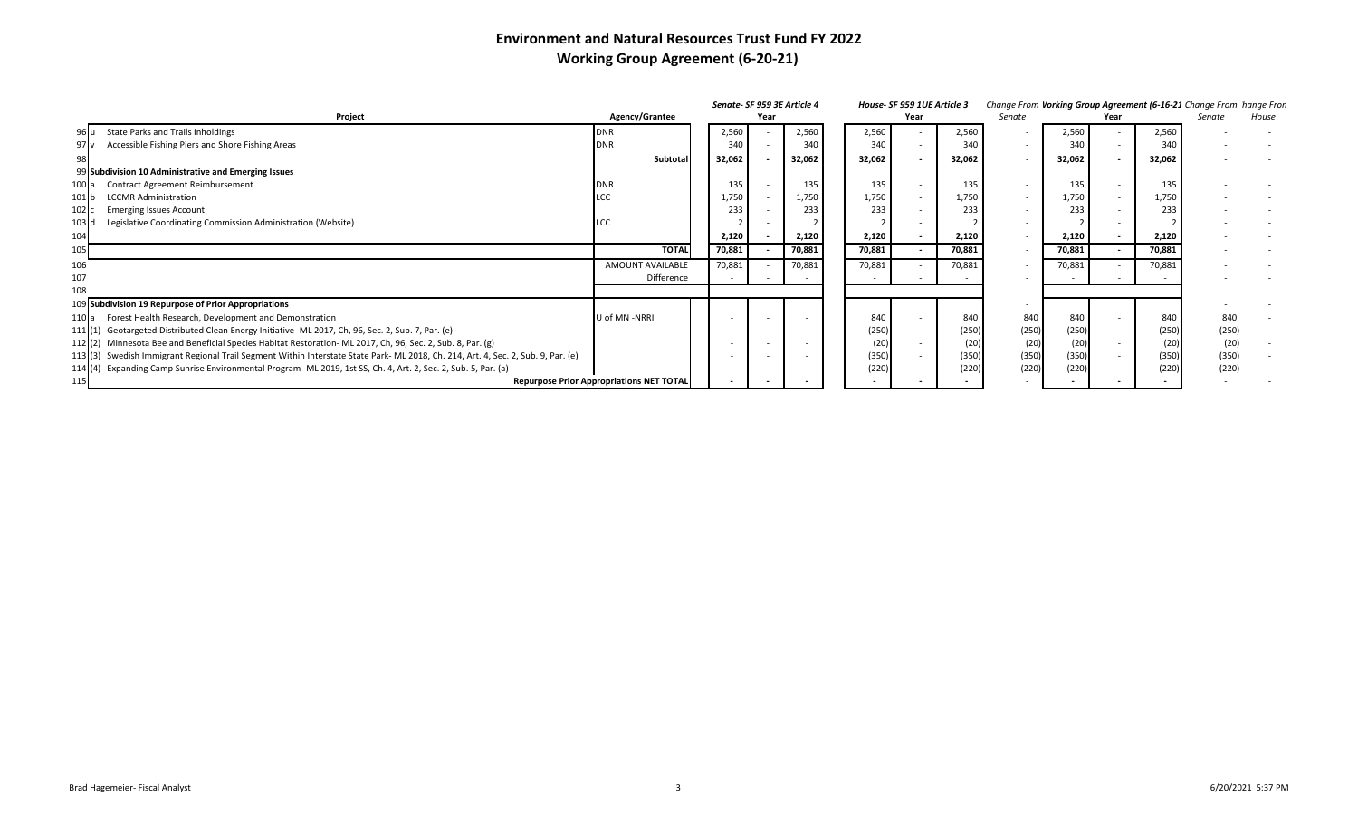# Environment and Natural Resources Trust Fund FY 2022

## Working Group Agreement (6-20-21)

| | | | Senate- SF 959 3E Article 4 | | | House- SF 959 1UE Article 3 | | | Change From | Working Group Agreement (6-16-21) | | | Change From | hange Fron |
|---|---|---|---|---|---|---|---|---|---|---|---|---|---|---|
| | Project | Agency/Grantee | | Year | | | Year | | Senate | | Year | | Senate | House |
| 96 u | State Parks and Trails Inholdings | DNR | 2,560 | - | 2,560 | 2,560 | - | 2,560 | - | 2,560 | - | 2,560 | - | - |
| 97 v | Accessible Fishing Piers and Shore Fishing Areas | DNR | 340 | - | 340 | 340 | - | 340 | - | 340 | - | 340 | - | - |
| 98 | | **Subtotal** | **32,062** | **-** | **32,062** | **32,062** | **-** | **32,062** | - | **32,062** | **-** | **32,062** | - | - |
| 99 | **Subdivision 10 Administrative and Emerging Issues** | | | | | | | | | | | | | |
| 100 a | Contract Agreement Reimbursement | DNR | 135 | - | 135 | 135 | - | 135 | - | 135 | - | 135 | - | - |
| 101 b | LCCMR Administration | LCC | 1,750 | - | 1,750 | 1,750 | - | 1,750 | - | 1,750 | - | 1,750 | - | - |
| 102 c | Emerging Issues Account | | 233 | - | 233 | 233 | - | 233 | - | 233 | - | 233 | - | - |
| 103 d | Legislative Coordinating Commission Administration (Website) | LCC | 2 | - | 2 | 2 | - | 2 | - | 2 | - | 2 | - | - |
| 104 | | | **2,120** | **-** | **2,120** | **2,120** | **-** | **2,120** | - | **2,120** | **-** | **2,120** | - | - |
| 105 | | **TOTAL** | **70,881** | **-** | **70,881** | **70,881** | **-** | **70,881** | - | **70,881** | **-** | **70,881** | - | - |
| 106 | | AMOUNT AVAILABLE | 70,881 | - | 70,881 | 70,881 | - | 70,881 | - | 70,881 | - | 70,881 | - | - |
| 107 | | Difference | - | - | - | - | - | - | - | - | - | - | - | - |
| 108 | | | | | | | | | | | | | | |
| 109 | **Subdivision 19 Repurpose of Prior Appropriations** | | | | | | | | - | | | | - | - |
| 110 a | Forest Health Research, Development and Demonstration | U of MN -NRRI | - | - | - | 840 | - | 840 | 840 | 840 | - | 840 | 840 | - |
| 111 (1) | Geotargeted Distributed Clean Energy Initiative- ML 2017, Ch, 96, Sec. 2, Sub. 7, Par. (e) | | - | - | - | (250) | - | (250) | (250) | (250) | - | (250) | (250) | - |
| 112 (2) | Minnesota Bee and Beneficial Species Habitat Restoration- ML 2017, Ch, 96, Sec. 2, Sub. 8, Par. (g) | | - | - | - | (20) | - | (20) | (20) | (20) | - | (20) | (20) | - |
| 113 (3) | Swedish Immigrant Regional Trail Segment Within Interstate State Park- ML 2018, Ch. 214, Art. 4, Sec. 2, Sub. 9, Par. (e) | | - | - | - | (350) | - | (350) | (350) | (350) | - | (350) | (350) | - |
| 114 (4) | Expanding Camp Sunrise Environmental Program- ML 2019, 1st SS, Ch. 4, Art. 2, Sec. 2, Sub. 5, Par. (a) | | - | - | - | (220) | - | (220) | (220) | (220) | - | (220) | (220) | - |
| 115 | | **Repurpose Prior Appropriations NET TOTAL** | **-** | **-** | **-** | **-** | **-** | **-** | - | **-** | **-** | **-** | - | - |

Brad Hagemeier- Fiscal Analyst

6/20/2021 5:37 PM